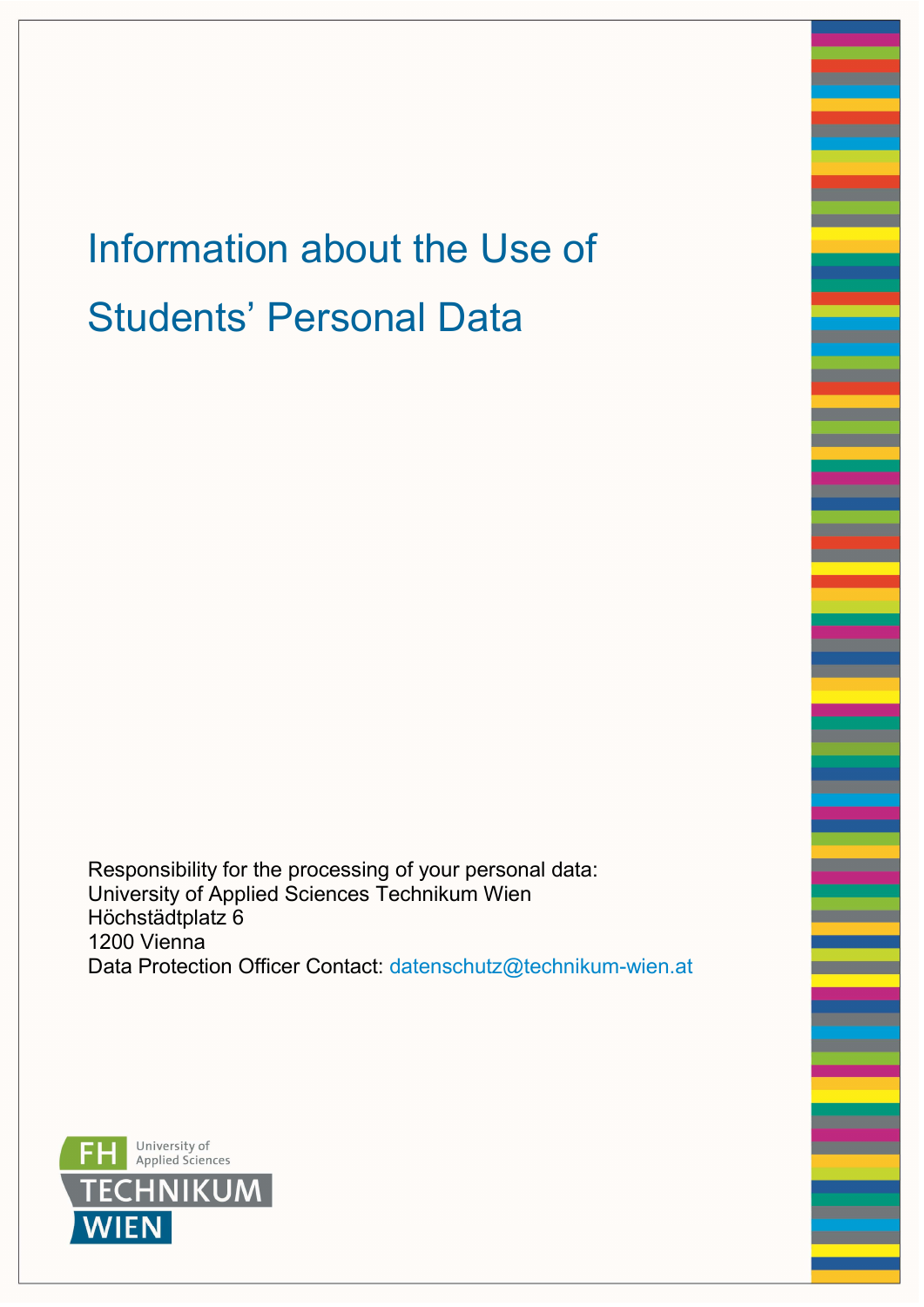# Information about the Use of Students' Personal Data

Responsibility for the processing of your personal data:
University of Applied Sciences Technikum Wien
Höchstädtplatz 6
1200 Vienna
Data Protection Officer Contact: datenschutz@technikum-wien.at

FH University of Applied Sciences TECHNIKUM WIEN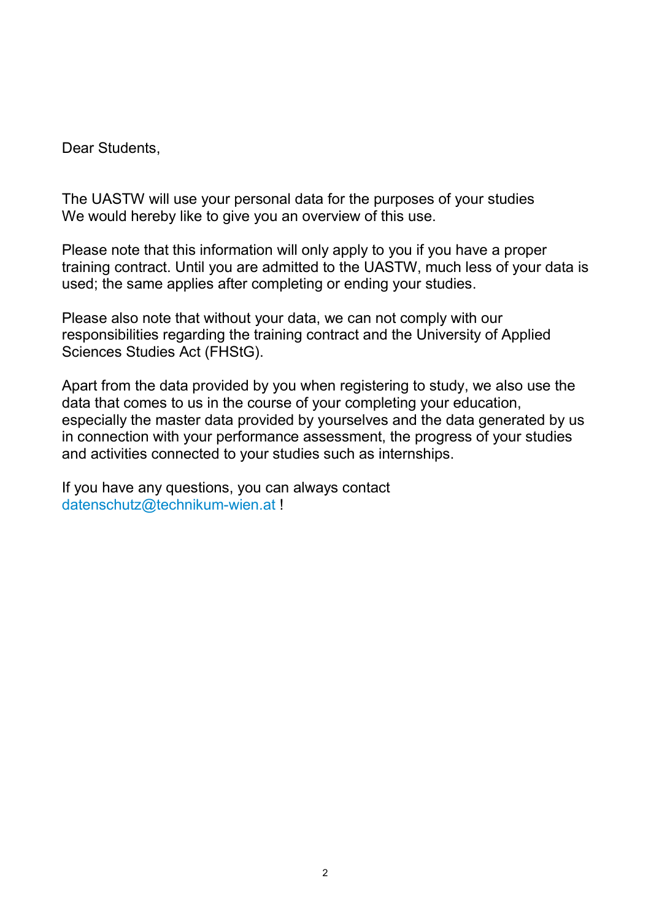Dear Students,

The UASTW will use your personal data for the purposes of your studies
We would hereby like to give you an overview of this use.

Please note that this information will only apply to you if you have a proper training contract. Until you are admitted to the UASTW, much less of your data is used; the same applies after completing or ending your studies.

Please also note that without your data, we can not comply with our responsibilities regarding the training contract and the University of Applied Sciences Studies Act (FHStG).

Apart from the data provided by you when registering to study, we also use the data that comes to us in the course of your completing your education, especially the master data provided by yourselves and the data generated by us in connection with your performance assessment, the progress of your studies and activities connected to your studies such as internships.

If you have any questions, you can always contact datenschutz@technikum-wien.at !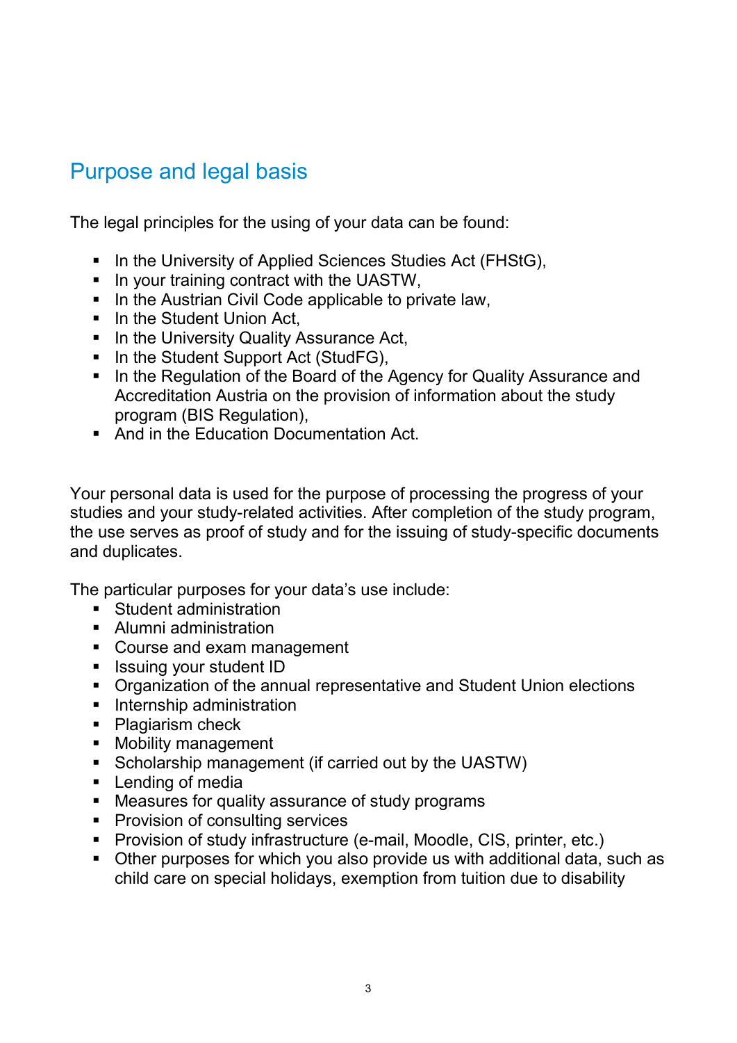## Purpose and legal basis

The legal principles for the using of your data can be found:

- In the University of Applied Sciences Studies Act (FHStG),
- In your training contract with the UASTW,
- In the Austrian Civil Code applicable to private law,
- In the Student Union Act,
- In the University Quality Assurance Act,
- In the Student Support Act (StudFG),
- In the Regulation of the Board of the Agency for Quality Assurance and Accreditation Austria on the provision of information about the study program (BIS Regulation),
- And in the Education Documentation Act.

Your personal data is used for the purpose of processing the progress of your studies and your study-related activities. After completion of the study program, the use serves as proof of study and for the issuing of study-specific documents and duplicates.

The particular purposes for your data's use include:

- Student administration
- Alumni administration
- Course and exam management
- Issuing your student ID
- Organization of the annual representative and Student Union elections
- Internship administration
- Plagiarism check
- Mobility management
- Scholarship management (if carried out by the UASTW)
- Lending of media
- Measures for quality assurance of study programs
- Provision of consulting services
- Provision of study infrastructure (e-mail, Moodle, CIS, printer, etc.)
- Other purposes for which you also provide us with additional data, such as child care on special holidays, exemption from tuition due to disability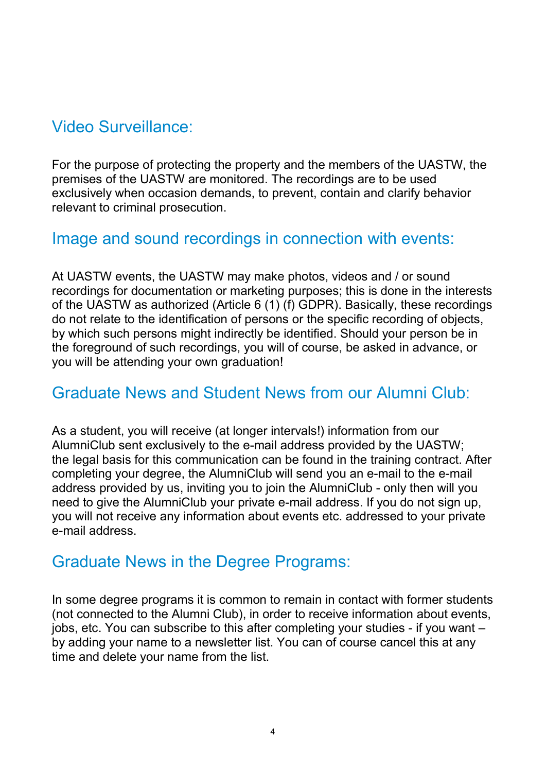## Video Surveillance:

For the purpose of protecting the property and the members of the UASTW, the premises of the UASTW are monitored. The recordings are to be used exclusively when occasion demands, to prevent, contain and clarify behavior relevant to criminal prosecution.

## Image and sound recordings in connection with events:

At UASTW events, the UASTW may make photos, videos and / or sound recordings for documentation or marketing purposes; this is done in the interests of the UASTW as authorized (Article 6 (1) (f) GDPR). Basically, these recordings do not relate to the identification of persons or the specific recording of objects, by which such persons might indirectly be identified. Should your person be in the foreground of such recordings, you will of course, be asked in advance, or you will be attending your own graduation!

## Graduate News and Student News from our Alumni Club:

As a student, you will receive (at longer intervals!) information from our AlumniClub sent exclusively to the e-mail address provided by the UASTW; the legal basis for this communication can be found in the training contract. After completing your degree, the AlumniClub will send you an e-mail to the e-mail address provided by us, inviting you to join the AlumniClub - only then will you need to give the AlumniClub your private e-mail address. If you do not sign up, you will not receive any information about events etc. addressed to your private e-mail address.

## Graduate News in the Degree Programs:

In some degree programs it is common to remain in contact with former students (not connected to the Alumni Club), in order to receive information about events, jobs, etc. You can subscribe to this after completing your studies - if you want – by adding your name to a newsletter list. You can of course cancel this at any time and delete your name from the list.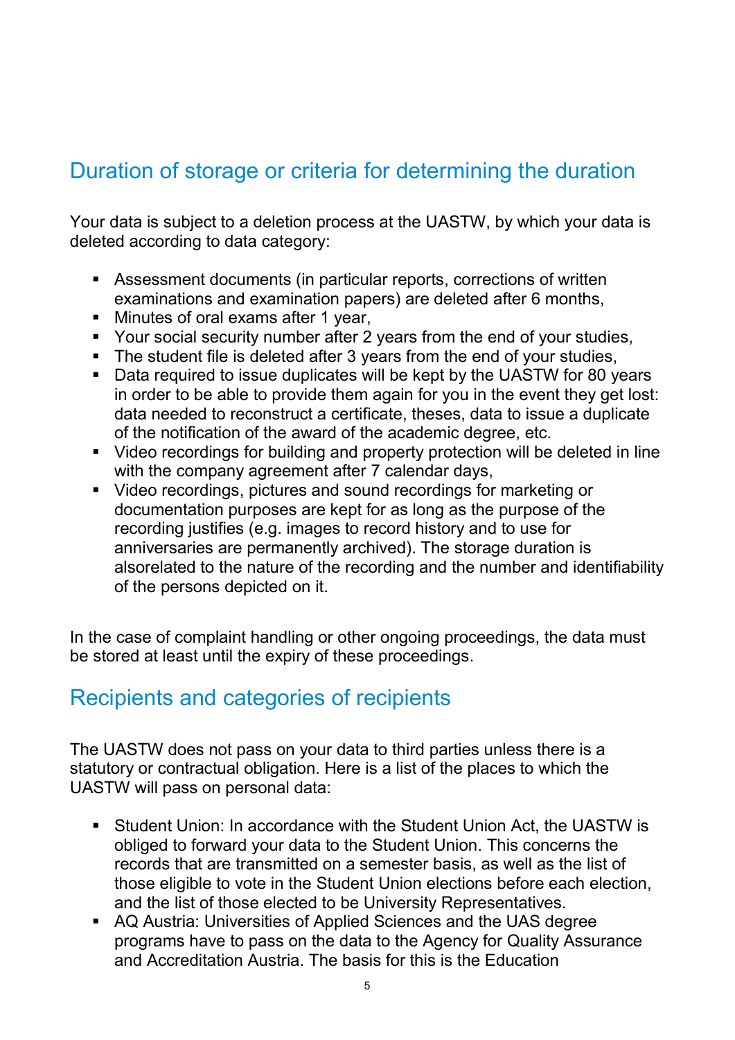## Duration of storage or criteria for determining the duration

Your data is subject to a deletion process at the UASTW, by which your data is deleted according to data category:

- Assessment documents (in particular reports, corrections of written examinations and examination papers) are deleted after 6 months,
- Minutes of oral exams after 1 year,
- Your social security number after 2 years from the end of your studies,
- The student file is deleted after 3 years from the end of your studies,
- Data required to issue duplicates will be kept by the UASTW for 80 years in order to be able to provide them again for you in the event they get lost: data needed to reconstruct a certificate, theses, data to issue a duplicate of the notification of the award of the academic degree, etc.
- Video recordings for building and property protection will be deleted in line with the company agreement after 7 calendar days,
- Video recordings, pictures and sound recordings for marketing or documentation purposes are kept for as long as the purpose of the recording justifies (e.g. images to record history and to use for anniversaries are permanently archived). The storage duration is alsorelated to the nature of the recording and the number and identifiability of the persons depicted on it.

In the case of complaint handling or other ongoing proceedings, the data must be stored at least until the expiry of these proceedings.

## Recipients and categories of recipients

The UASTW does not pass on your data to third parties unless there is a statutory or contractual obligation. Here is a list of the places to which the UASTW will pass on personal data:

- Student Union: In accordance with the Student Union Act, the UASTW is obliged to forward your data to the Student Union. This concerns the records that are transmitted on a semester basis, as well as the list of those eligible to vote in the Student Union elections before each election, and the list of those elected to be University Representatives.
- AQ Austria: Universities of Applied Sciences and the UAS degree programs have to pass on the data to the Agency for Quality Assurance and Accreditation Austria. The basis for this is the Education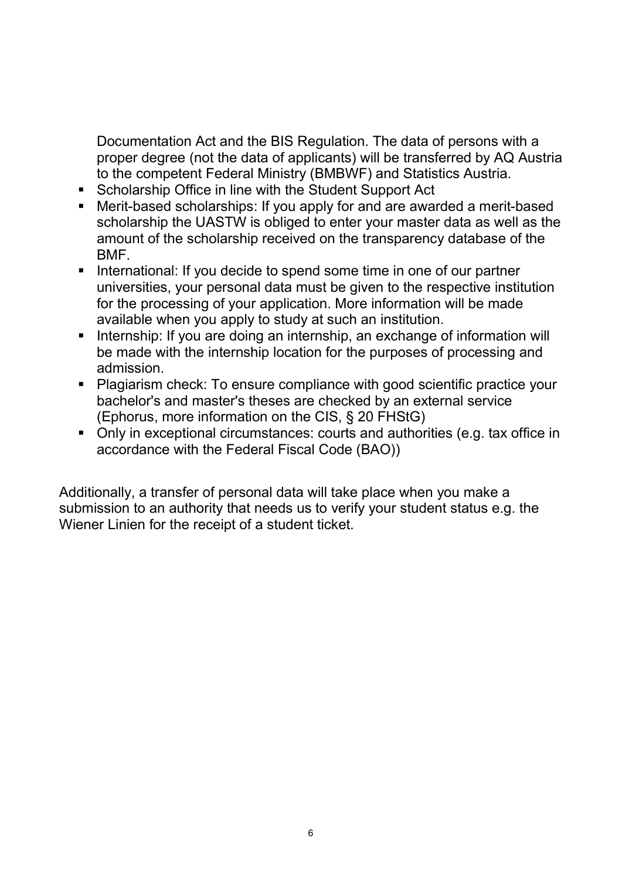Documentation Act and the BIS Regulation. The data of persons with a proper degree (not the data of applicants) will be transferred by AQ Austria to the competent Federal Ministry (BMBWF) and Statistics Austria.

- Scholarship Office in line with the Student Support Act
- Merit-based scholarships: If you apply for and are awarded a merit-based scholarship the UASTW is obliged to enter your master data as well as the amount of the scholarship received on the transparency database of the BMF.
- International: If you decide to spend some time in one of our partner universities, your personal data must be given to the respective institution for the processing of your application. More information will be made available when you apply to study at such an institution.
- Internship: If you are doing an internship, an exchange of information will be made with the internship location for the purposes of processing and admission.
- Plagiarism check: To ensure compliance with good scientific practice your bachelor's and master's theses are checked by an external service (Ephorus, more information on the CIS, § 20 FHStG)
- Only in exceptional circumstances: courts and authorities (e.g. tax office in accordance with the Federal Fiscal Code (BAO))

Additionally, a transfer of personal data will take place when you make a submission to an authority that needs us to verify your student status e.g. the Wiener Linien for the receipt of a student ticket.